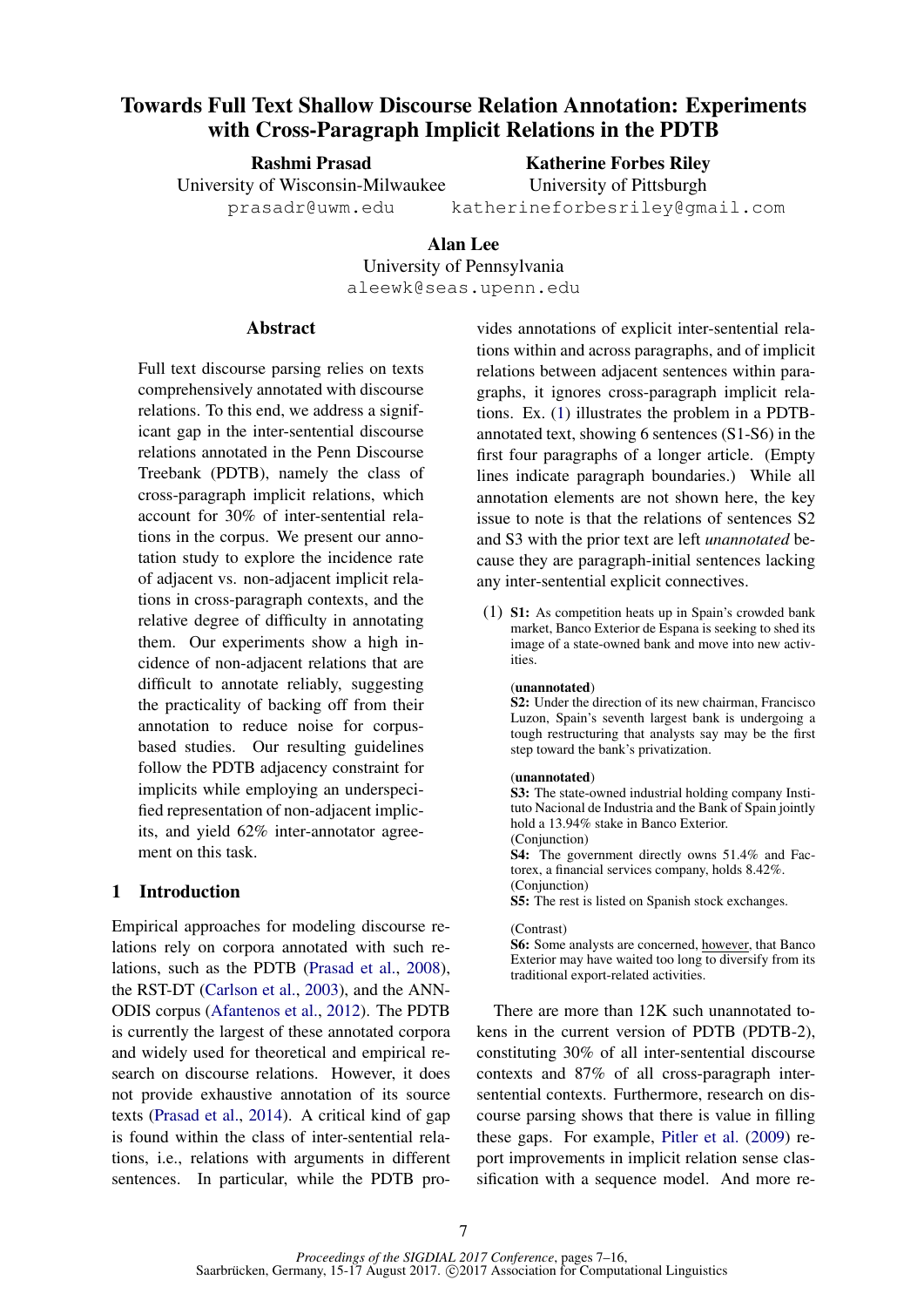# Towards Full Text Shallow Discourse Relation Annotation: Experiments with Cross-Paragraph Implicit Relations in the PDTB

**Rashmi Prasad**
University of Wisconsin-Milwaukee
prasadr@uwm.edu

**Katherine Forbes Riley**
University of Pittsburgh
katherineforbesriley@gmail.com

**Alan Lee**
University of Pennsylvania
aleewk@seas.upenn.edu

## Abstract

Full text discourse parsing relies on texts comprehensively annotated with discourse relations. To this end, we address a significant gap in the inter-sentential discourse relations annotated in the Penn Discourse Treebank (PDTB), namely the class of cross-paragraph implicit relations, which account for 30% of inter-sentential relations in the corpus. We present our annotation study to explore the incidence rate of adjacent vs. non-adjacent implicit relations in cross-paragraph contexts, and the relative degree of difficulty in annotating them. Our experiments show a high incidence of non-adjacent relations that are difficult to annotate reliably, suggesting the practicality of backing off from their annotation to reduce noise for corpus-based studies. Our resulting guidelines follow the PDTB adjacency constraint for implicits while employing an underspecified representation of non-adjacent implicits, and yield 62% inter-annotator agreement on this task.

## 1 Introduction

Empirical approaches for modeling discourse relations rely on corpora annotated with such relations, such as the PDTB (Prasad et al., 2008), the RST-DT (Carlson et al., 2003), and the ANNODIS corpus (Afantenos et al., 2012). The PDTB is currently the largest of these annotated corpora and widely used for theoretical and empirical research on discourse relations. However, it does not provide exhaustive annotation of its source texts (Prasad et al., 2014). A critical kind of gap is found within the class of inter-sentential relations, i.e., relations with arguments in different sentences. In particular, while the PDTB provides annotations of explicit inter-sentential relations within and across paragraphs, and of implicit relations between adjacent sentences within paragraphs, it ignores cross-paragraph implicit relations. Ex. (1) illustrates the problem in a PDTB-annotated text, showing 6 sentences (S1-S6) in the first four paragraphs of a longer article. (Empty lines indicate paragraph boundaries.) While all annotation elements are not shown here, the key issue to note is that the relations of sentences S2 and S3 with the prior text are left *unannotated* because they are paragraph-initial sentences lacking any inter-sentential explicit connectives.

(1) **S1:** As competition heats up in Spain's crowded bank market, Banco Exterior de Espana is seeking to shed its image of a state-owned bank and move into new activities.

(**unannotated**)
**S2:** Under the direction of its new chairman, Francisco Luzon, Spain's seventh largest bank is undergoing a tough restructuring that analysts say may be the first step toward the bank's privatization.

(**unannotated**)
**S3:** The state-owned industrial holding company Instituto Nacional de Industria and the Bank of Spain jointly hold a 13.94% stake in Banco Exterior.
(Conjunction)
**S4:** The government directly owns 51.4% and Factorex, a financial services company, holds 8.42%.
(Conjunction)
**S5:** The rest is listed on Spanish stock exchanges.

(Contrast)
**S6:** Some analysts are concerned, <u>however</u>, that Banco Exterior may have waited too long to diversify from its traditional export-related activities.

There are more than 12K such unannotated tokens in the current version of PDTB (PDTB-2), constituting 30% of all inter-sentential discourse contexts and 87% of all cross-paragraph inter-sentential contexts. Furthermore, research on discourse parsing shows that there is value in filling these gaps. For example, Pitler et al. (2009) report improvements in implicit relation sense classification with a sequence model. And more re-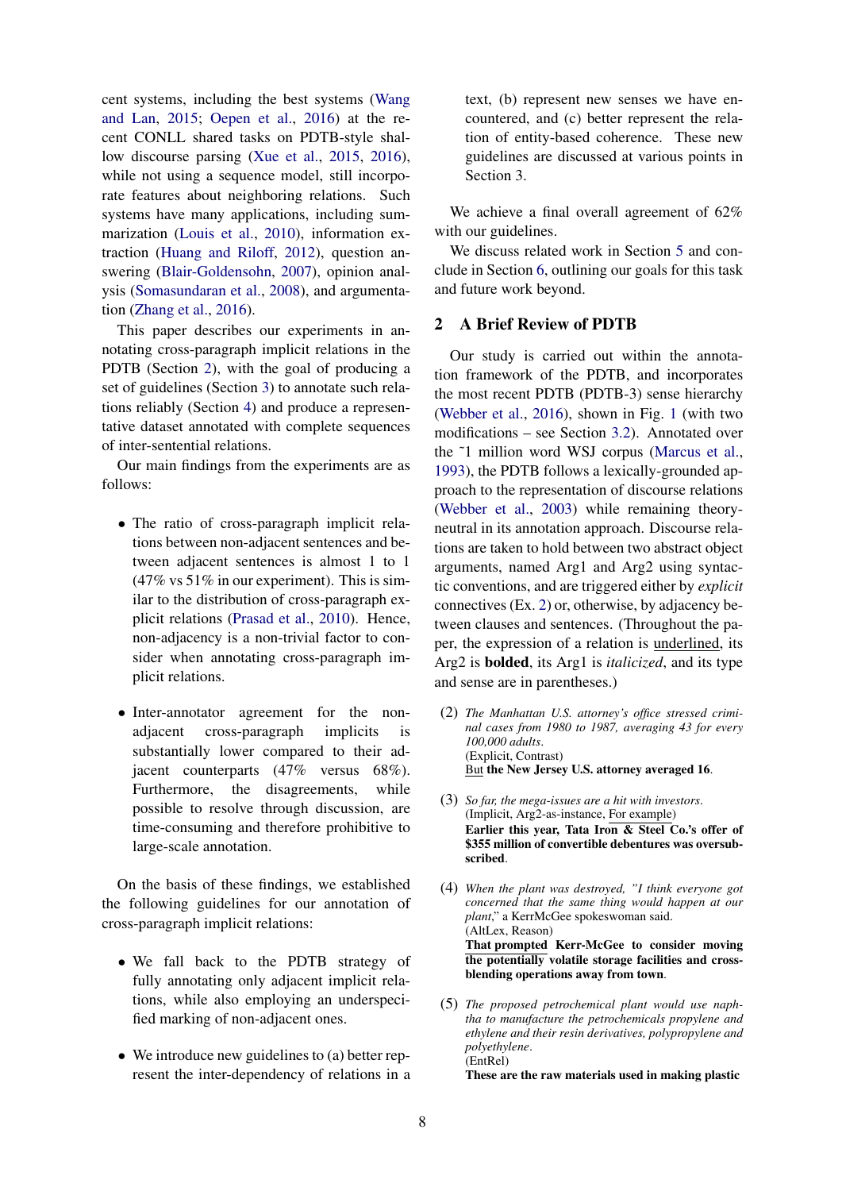cent systems, including the best systems (Wang and Lan, 2015; Oepen et al., 2016) at the recent CONLL shared tasks on PDTB-style shallow discourse parsing (Xue et al., 2015, 2016), while not using a sequence model, still incorporate features about neighboring relations. Such systems have many applications, including summarization (Louis et al., 2010), information extraction (Huang and Riloff, 2012), question answering (Blair-Goldensohn, 2007), opinion analysis (Somasundaran et al., 2008), and argumentation (Zhang et al., 2016).

This paper describes our experiments in annotating cross-paragraph implicit relations in the PDTB (Section 2), with the goal of producing a set of guidelines (Section 3) to annotate such relations reliably (Section 4) and produce a representative dataset annotated with complete sequences of inter-sentential relations.

Our main findings from the experiments are as follows:

- The ratio of cross-paragraph implicit relations between non-adjacent sentences and between adjacent sentences is almost 1 to 1 (47% vs 51% in our experiment). This is similar to the distribution of cross-paragraph explicit relations (Prasad et al., 2010). Hence, non-adjacency is a non-trivial factor to consider when annotating cross-paragraph implicit relations.
- Inter-annotator agreement for the non-adjacent cross-paragraph implicits is substantially lower compared to their adjacent counterparts (47% versus 68%). Furthermore, the disagreements, while possible to resolve through discussion, are time-consuming and therefore prohibitive to large-scale annotation.

On the basis of these findings, we established the following guidelines for our annotation of cross-paragraph implicit relations:

- We fall back to the PDTB strategy of fully annotating only adjacent implicit relations, while also employing an underspecified marking of non-adjacent ones.
- We introduce new guidelines to (a) better represent the inter-dependency of relations in a text, (b) represent new senses we have encountered, and (c) better represent the relation of entity-based coherence. These new guidelines are discussed at various points in Section 3.

We achieve a final overall agreement of 62% with our guidelines.

We discuss related work in Section 5 and conclude in Section 6, outlining our goals for this task and future work beyond.

## 2 A Brief Review of PDTB

Our study is carried out within the annotation framework of the PDTB, and incorporates the most recent PDTB (PDTB-3) sense hierarchy (Webber et al., 2016), shown in Fig. 1 (with two modifications – see Section 3.2). Annotated over the ~1 million word WSJ corpus (Marcus et al., 1993), the PDTB follows a lexically-grounded approach to the representation of discourse relations (Webber et al., 2003) while remaining theory-neutral in its annotation approach. Discourse relations are taken to hold between two abstract object arguments, named Arg1 and Arg2 using syntactic conventions, and are triggered either by *explicit* connectives (Ex. 2) or, otherwise, by adjacency between clauses and sentences. (Throughout the paper, the expression of a relation is <u>underlined</u>, its Arg2 is **bolded**, its Arg1 is *italicized*, and its type and sense are in parentheses.)

(2) *The Manhattan U.S. attorney's office stressed criminal cases from 1980 to 1987, averaging 43 for every 100,000 adults.*
(Explicit, Contrast)
<u>But</u> **the New Jersey U.S. attorney averaged 16**.

(3) *So far, the mega-issues are a hit with investors.*
(Implicit, Arg2-as-instance, <u>For example</u>)
**Earlier this year, Tata Iron & Steel Co.'s offer of $355 million of convertible debentures was oversubscribed**.

(4) *When the plant was destroyed, "I think everyone got concerned that the same thing would happen at our plant,"* a KerrMcGee spokeswoman said.
(AltLex, Reason)
<u>**That prompted**</u> **Kerr-McGee to consider moving <u>the potentially</u> volatile storage facilities and cross-blending operations away from town**.

(5) *The proposed petrochemical plant would use naphtha to manufacture the petrochemicals propylene and ethylene and their resin derivatives, polypropylene and polyethylene*.
(EntRel)
**These are the raw materials used in making plastic**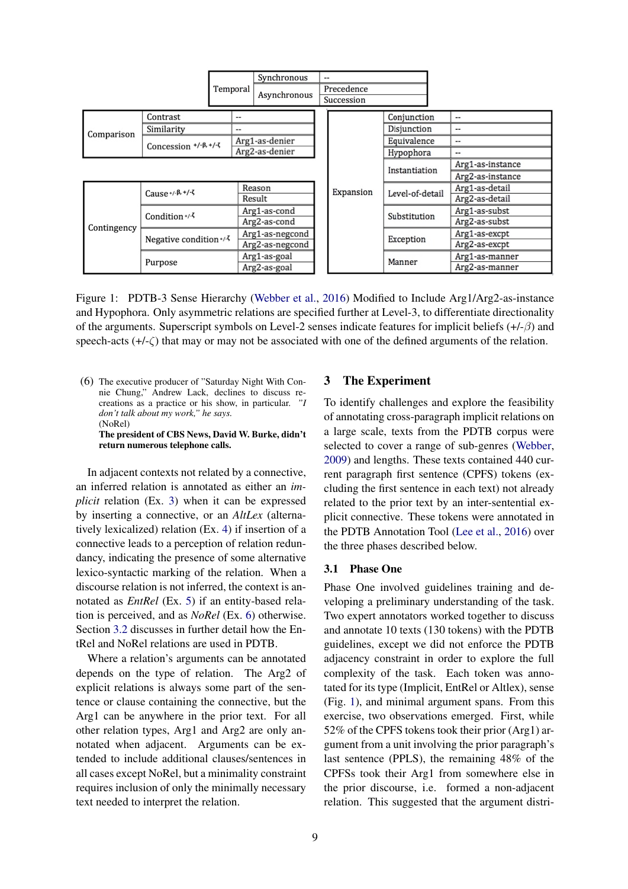| Level-1 | Level-2 | Level-3 |
|---|---|---|
| Temporal | Synchronous | -- |
| | Asynchronous | Precedence |
| | | Succession |
| Comparison | Contrast | -- |
| | Similarity | -- |
| | Concession $^{+/-\beta, +/-\zeta}$ | Arg1-as-denier |
| | | Arg2-as-denier |
| Contingency | Cause $^{+/-\beta, +/-\zeta}$ | Reason |
| | | Result |
| | Condition $^{+/-\zeta}$ | Arg1-as-cond |
| | | Arg2-as-cond |
| | Negative condition $^{+/-\zeta}$ | Arg1-as-negcond |
| | | Arg2-as-negcond |
| | Purpose | Arg1-as-goal |
| | | Arg2-as-goal |
| Expansion | Conjunction | -- |
| | Disjunction | -- |
| | Equivalence | -- |
| | Hypophora | -- |
| | Instantiation | Arg1-as-instance |
| | | Arg2-as-instance |
| | Level-of-detail | Arg1-as-detail |
| | | Arg2-as-detail |
| | Substitution | Arg1-as-subst |
| | | Arg2-as-subst |
| | Exception | Arg1-as-excpt |
| | | Arg2-as-excpt |
| | Manner | Arg1-as-manner |
| | | Arg2-as-manner |

Figure 1: PDTB-3 Sense Hierarchy (Webber et al., 2016) Modified to Include Arg1/Arg2-as-instance and Hypophora. Only asymmetric relations are specified further at Level-3, to differentiate directionality of the arguments. Superscript symbols on Level-2 senses indicate features for implicit beliefs (+/-$\beta$) and speech-acts (+/-$\zeta$) that may or may not be associated with one of the defined arguments of the relation.

(6) The executive producer of "Saturday Night With Connie Chung," Andrew Lack, declines to discuss re-creations as a practice or his show, in particular. *"I don't talk about my work," he says.*
(NoRel)
**The president of CBS News, David W. Burke, didn't return numerous telephone calls.**

In adjacent contexts not related by a connective, an inferred relation is annotated as either an *implicit* relation (Ex. 3) when it can be expressed by inserting a connective, or an *AltLex* (alternatively lexicalized) relation (Ex. 4) if insertion of a connective leads to a perception of relation redundancy, indicating the presence of some alternative lexico-syntactic marking of the relation. When a discourse relation is not inferred, the context is annotated as *EntRel* (Ex. 5) if an entity-based relation is perceived, and as *NoRel* (Ex. 6) otherwise. Section 3.2 discusses in further detail how the EntRel and NoRel relations are used in PDTB.

Where a relation's arguments can be annotated depends on the type of relation. The Arg2 of explicit relations is always some part of the sentence or clause containing the connective, but the Arg1 can be anywhere in the prior text. For all other relation types, Arg1 and Arg2 are only annotated when adjacent. Arguments can be extended to include additional clauses/sentences in all cases except NoRel, but a minimality constraint requires inclusion of only the minimally necessary text needed to interpret the relation.

## 3 The Experiment

To identify challenges and explore the feasibility of annotating cross-paragraph implicit relations on a large scale, texts from the PDTB corpus were selected to cover a range of sub-genres (Webber, 2009) and lengths. These texts contained 440 current paragraph first sentence (CPFS) tokens (excluding the first sentence in each text) not already related to the prior text by an inter-sentential explicit connective. These tokens were annotated in the PDTB Annotation Tool (Lee et al., 2016) over the three phases described below.

### 3.1 Phase One

Phase One involved guidelines training and developing a preliminary understanding of the task. Two expert annotators worked together to discuss and annotate 10 texts (130 tokens) with the PDTB guidelines, except we did not enforce the PDTB adjacency constraint in order to explore the full complexity of the task. Each token was annotated for its type (Implicit, EntRel or Altlex), sense (Fig. 1), and minimal argument spans. From this exercise, two observations emerged. First, while 52% of the CPFS tokens took their prior (Arg1) argument from a unit involving the prior paragraph's last sentence (PPLS), the remaining 48% of the CPFSs took their Arg1 from somewhere else in the prior discourse, i.e. formed a non-adjacent relation. This suggested that the argument distri-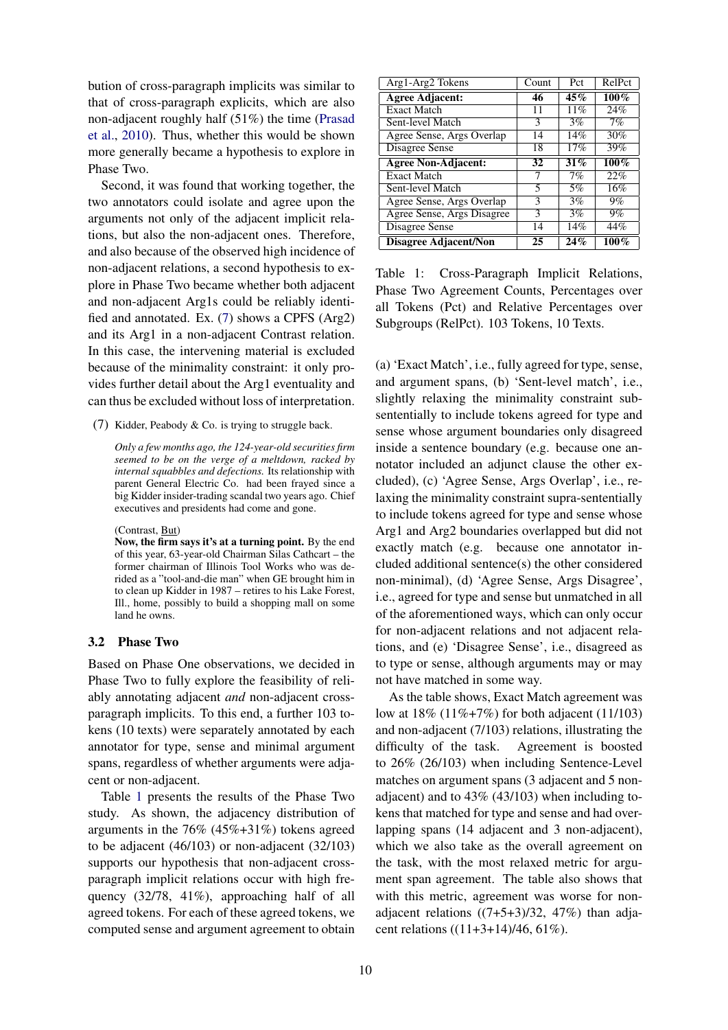bution of cross-paragraph implicits was similar to that of cross-paragraph explicits, which are also non-adjacent roughly half (51%) the time (Prasad et al., 2010). Thus, whether this would be shown more generally became a hypothesis to explore in Phase Two.

Second, it was found that working together, the two annotators could isolate and agree upon the arguments not only of the adjacent implicit relations, but also the non-adjacent ones. Therefore, and also because of the observed high incidence of non-adjacent relations, a second hypothesis to explore in Phase Two became whether both adjacent and non-adjacent Arg1s could be reliably identified and annotated. Ex. (7) shows a CPFS (Arg2) and its Arg1 in a non-adjacent Contrast relation. In this case, the intervening material is excluded because of the minimality constraint: it only provides further detail about the Arg1 eventuality and can thus be excluded without loss of interpretation.

(7) Kidder, Peabody & Co. is trying to struggle back.

*Only a few months ago, the 124-year-old securities firm seemed to be on the verge of a meltdown, racked by internal squabbles and defections.* Its relationship with parent General Electric Co. had been frayed since a big Kidder insider-trading scandal two years ago. Chief executives and presidents had come and gone.

(Contrast, But)
**Now, the firm says it's at a turning point.** By the end of this year, 63-year-old Chairman Silas Cathcart – the former chairman of Illinois Tool Works who was derided as a "tool-and-die man" when GE brought him in to clean up Kidder in 1987 – retires to his Lake Forest, Ill., home, possibly to build a shopping mall on some land he owns.

### 3.2 Phase Two

Based on Phase One observations, we decided in Phase Two to fully explore the feasibility of reliably annotating adjacent *and* non-adjacent cross-paragraph implicits. To this end, a further 103 tokens (10 texts) were separately annotated by each annotator for type, sense and minimal argument spans, regardless of whether arguments were adjacent or non-adjacent.

Table 1 presents the results of the Phase Two study. As shown, the adjacency distribution of arguments in the 76% (45%+31%) tokens agreed to be adjacent (46/103) or non-adjacent (32/103) supports our hypothesis that non-adjacent cross-paragraph implicit relations occur with high frequency (32/78, 41%), approaching half of all agreed tokens. For each of these agreed tokens, we computed sense and argument agreement to obtain

| Arg1-Arg2 Tokens | Count | Pct | RelPct |
|---|---|---|---|
| **Agree Adjacent:** | **46** | **45%** | **100%** |
| Exact Match | 11 | 11% | 24% |
| Sent-level Match | 3 | 3% | 7% |
| Agree Sense, Args Overlap | 14 | 14% | 30% |
| Disagree Sense | 18 | 17% | 39% |
| **Agree Non-Adjacent:** | **32** | **31%** | **100%** |
| Exact Match | 7 | 7% | 22% |
| Sent-level Match | 5 | 5% | 16% |
| Agree Sense, Args Overlap | 3 | 3% | 9% |
| Agree Sense, Args Disagree | 3 | 3% | 9% |
| Disagree Sense | 14 | 14% | 44% |
| **Disagree Adjacent/Non** | **25** | **24%** | **100%** |

Table 1: Cross-Paragraph Implicit Relations, Phase Two Agreement Counts, Percentages over all Tokens (Pct) and Relative Percentages over Subgroups (RelPct). 103 Tokens, 10 Texts.

(a) 'Exact Match', i.e., fully agreed for type, sense, and argument spans, (b) 'Sent-level match', i.e., slightly relaxing the minimality constraint subsententially to include tokens agreed for type and sense whose argument boundaries only disagreed inside a sentence boundary (e.g. because one annotator included an adjunct clause the other excluded), (c) 'Agree Sense, Args Overlap', i.e., relaxing the minimality constraint supra-sententially to include tokens agreed for type and sense whose Arg1 and Arg2 boundaries overlapped but did not exactly match (e.g. because one annotator included additional sentence(s) the other considered non-minimal), (d) 'Agree Sense, Args Disagree', i.e., agreed for type and sense but unmatched in all of the aforementioned ways, which can only occur for non-adjacent relations and not adjacent relations, and (e) 'Disagree Sense', i.e., disagreed as to type or sense, although arguments may or may not have matched in some way.

As the table shows, Exact Match agreement was low at 18% (11%+7%) for both adjacent (11/103) and non-adjacent (7/103) relations, illustrating the difficulty of the task. Agreement is boosted to 26% (26/103) when including Sentence-Level matches on argument spans (3 adjacent and 5 non-adjacent) and to 43% (43/103) when including tokens that matched for type and sense and had overlapping spans (14 adjacent and 3 non-adjacent), which we also take as the overall agreement on the task, with the most relaxed metric for argument span agreement. The table also shows that with this metric, agreement was worse for non-adjacent relations ((7+5+3)/32, 47%) than adjacent relations ((11+3+14)/46, 61%).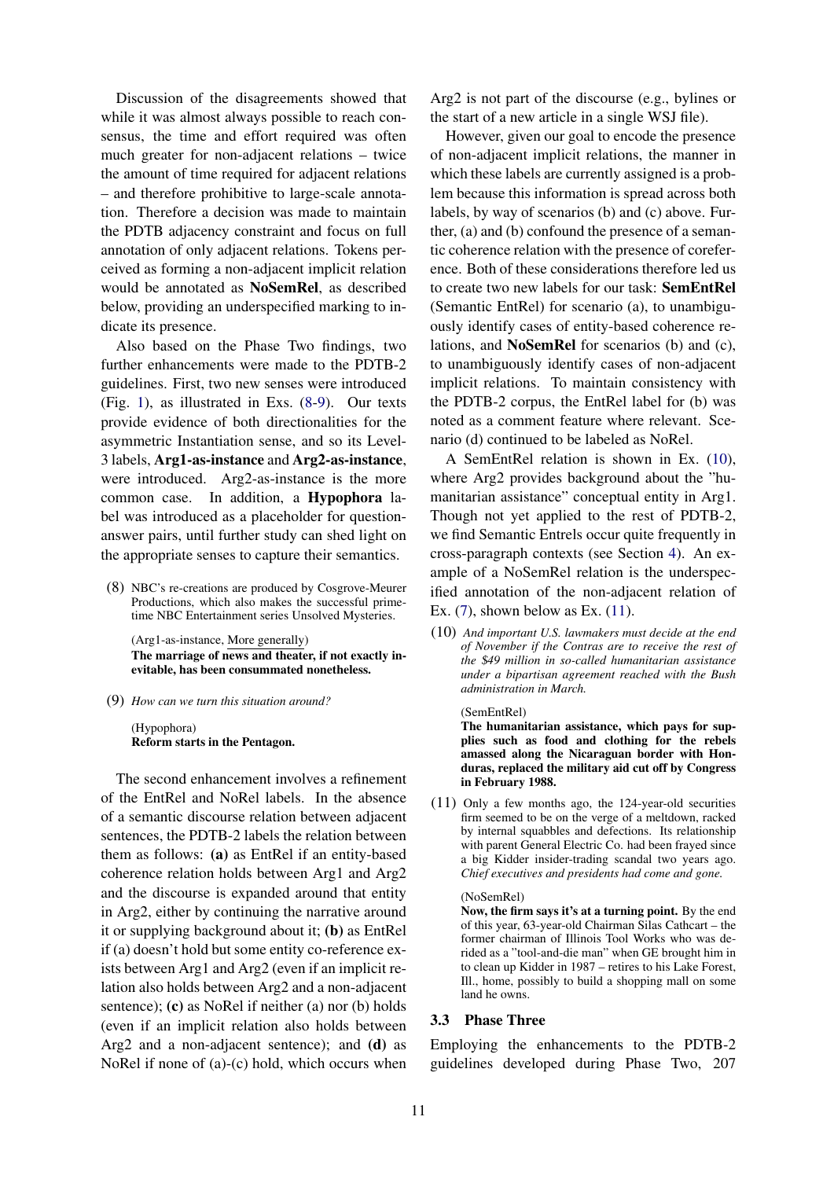Discussion of the disagreements showed that while it was almost always possible to reach consensus, the time and effort required was often much greater for non-adjacent relations – twice the amount of time required for adjacent relations – and therefore prohibitive to large-scale annotation. Therefore a decision was made to maintain the PDTB adjacency constraint and focus on full annotation of only adjacent relations. Tokens perceived as forming a non-adjacent implicit relation would be annotated as **NoSemRel**, as described below, providing an underspecified marking to indicate its presence.

Also based on the Phase Two findings, two further enhancements were made to the PDTB-2 guidelines. First, two new senses were introduced (Fig. 1), as illustrated in Exs. (8-9). Our texts provide evidence of both directionalities for the asymmetric Instantiation sense, and so its Level-3 labels, **Arg1-as-instance** and **Arg2-as-instance**, were introduced. Arg2-as-instance is the more common case. In addition, a **Hypophora** label was introduced as a placeholder for question-answer pairs, until further study can shed light on the appropriate senses to capture their semantics.

(8) NBC's re-creations are produced by Cosgrove-Meurer Productions, which also makes the successful prime-time NBC Entertainment series Unsolved Mysteries.

(Arg1-as-instance, More generally)
**The marriage of news and theater, if not exactly inevitable, has been consummated nonetheless.**

(9) *How can we turn this situation around?*

(Hypophora)
**Reform starts in the Pentagon.**

The second enhancement involves a refinement of the EntRel and NoRel labels. In the absence of a semantic discourse relation between adjacent sentences, the PDTB-2 labels the relation between them as follows: **(a)** as EntRel if an entity-based coherence relation holds between Arg1 and Arg2 and the discourse is expanded around that entity in Arg2, either by continuing the narrative around it or supplying background about it; **(b)** as EntRel if (a) doesn't hold but some entity co-reference exists between Arg1 and Arg2 (even if an implicit relation also holds between Arg2 and a non-adjacent sentence); **(c)** as NoRel if neither (a) nor (b) holds (even if an implicit relation also holds between Arg2 and a non-adjacent sentence); and **(d)** as NoRel if none of (a)-(c) hold, which occurs when Arg2 is not part of the discourse (e.g., bylines or the start of a new article in a single WSJ file).

However, given our goal to encode the presence of non-adjacent implicit relations, the manner in which these labels are currently assigned is a problem because this information is spread across both labels, by way of scenarios (b) and (c) above. Further, (a) and (b) confound the presence of a semantic coherence relation with the presence of coreference. Both of these considerations therefore led us to create two new labels for our task: **SemEntRel** (Semantic EntRel) for scenario (a), to unambiguously identify cases of entity-based coherence relations, and **NoSemRel** for scenarios (b) and (c), to unambiguously identify cases of non-adjacent implicit relations. To maintain consistency with the PDTB-2 corpus, the EntRel label for (b) was noted as a comment feature where relevant. Scenario (d) continued to be labeled as NoRel.

A SemEntRel relation is shown in Ex. (10), where Arg2 provides background about the "humanitarian assistance" conceptual entity in Arg1. Though not yet applied to the rest of PDTB-2, we find Semantic Entrels occur quite frequently in cross-paragraph contexts (see Section 4). An example of a NoSemRel relation is the underspecified annotation of the non-adjacent relation of Ex. (7), shown below as Ex. (11).

(10) *And important U.S. lawmakers must decide at the end of November if the Contras are to receive the rest of the $49 million in so-called humanitarian assistance under a bipartisan agreement reached with the Bush administration in March.*

(SemEntRel)
**The humanitarian assistance, which pays for supplies such as food and clothing for the rebels amassed along the Nicaraguan border with Honduras, replaced the military aid cut off by Congress in February 1988.**

(11) Only a few months ago, the 124-year-old securities firm seemed to be on the verge of a meltdown, racked by internal squabbles and defections. Its relationship with parent General Electric Co. had been frayed since a big Kidder insider-trading scandal two years ago. *Chief executives and presidents had come and gone.*

(NoSemRel)
**Now, the firm says it's at a turning point.** By the end of this year, 63-year-old Chairman Silas Cathcart – the former chairman of Illinois Tool Works who was derided as a "tool-and-die man" when GE brought him in to clean up Kidder in 1987 – retires to his Lake Forest, Ill., home, possibly to build a shopping mall on some land he owns.

### 3.3 Phase Three

Employing the enhancements to the PDTB-2 guidelines developed during Phase Two, 207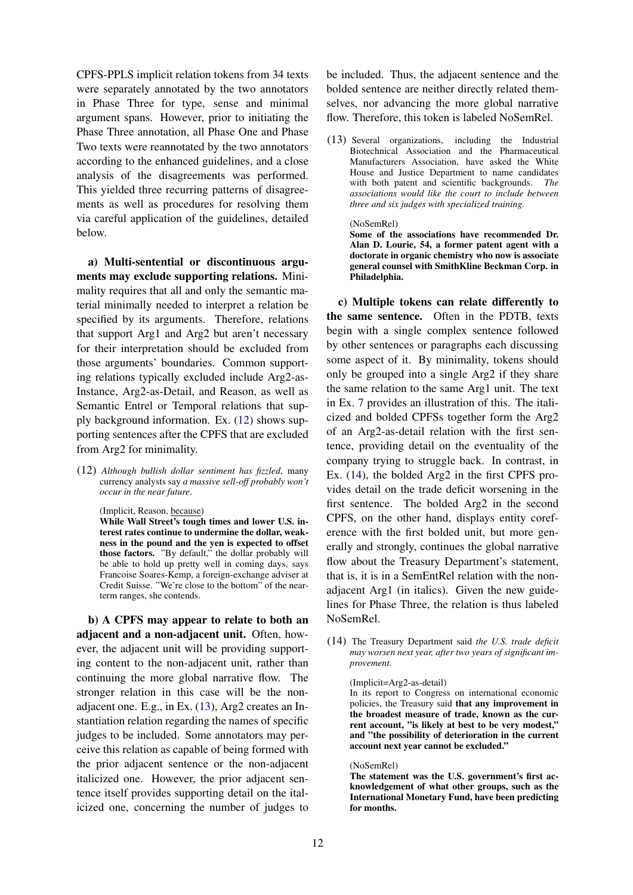CPFS-PPLS implicit relation tokens from 34 texts were separately annotated by the two annotators in Phase Three for type, sense and minimal argument spans. However, prior to initiating the Phase Three annotation, all Phase One and Phase Two texts were reannotated by the two annotators according to the enhanced guidelines, and a close analysis of the disagreements was performed. This yielded three recurring patterns of disagreements as well as procedures for resolving them via careful application of the guidelines, detailed below.

**a) Multi-sentential or discontinuous arguments may exclude supporting relations.** Minimality requires that all and only the semantic material minimally needed to interpret a relation be specified by its arguments. Therefore, relations that support Arg1 and Arg2 but aren't necessary for their interpretation should be excluded from those arguments' boundaries. Common supporting relations typically excluded include Arg2-as-Instance, Arg2-as-Detail, and Reason, as well as Semantic Entrel or Temporal relations that supply background information. Ex. (12) shows supporting sentences after the CPFS that are excluded from Arg2 for minimality.

(12) *Although bullish dollar sentiment has fizzled*, many currency analysts say *a massive sell-off probably won't occur in the near future*.

(Implicit, Reason, because)
**While Wall Street's tough times and lower U.S. interest rates continue to undermine the dollar, weakness in the pound and the yen is expected to offset those factors.** "By default," the dollar probably will be able to hold up pretty well in coming days, says Francoise Soares-Kemp, a foreign-exchange adviser at Credit Suisse. "We're close to the bottom" of the near-term ranges, she contends.

**b) A CPFS may appear to relate to both an adjacent and a non-adjacent unit.** Often, however, the adjacent unit will be providing supporting content to the non-adjacent unit, rather than continuing the more global narrative flow. The stronger relation in this case will be the non-adjacent one. E.g., in Ex. (13), Arg2 creates an Instantiation relation regarding the names of specific judges to be included. Some annotators may perceive this relation as capable of being formed with the prior adjacent sentence or the non-adjacent italicized one. However, the prior adjacent sentence itself provides supporting detail on the italicized one, concerning the number of judges to be included. Thus, the adjacent sentence and the bolded sentence are neither directly related themselves, nor advancing the more global narrative flow. Therefore, this token is labeled NoSemRel.

(13) Several organizations, including the Industrial Biotechnical Association and the Pharmaceutical Manufacturers Association, have asked the White House and Justice Department to name candidates with both patent and scientific backgrounds. *The associations would like the court to include between three and six judges with specialized training.*

(NoSemRel)
**Some of the associations have recommended Dr. Alan D. Lourie, 54, a former patent agent with a doctorate in organic chemistry who now is associate general counsel with SmithKline Beckman Corp. in Philadelphia.**

**c) Multiple tokens can relate differently to the same sentence.** Often in the PDTB, texts begin with a single complex sentence followed by other sentences or paragraphs each discussing some aspect of it. By minimality, tokens should only be grouped into a single Arg2 if they share the same relation to the same Arg1 unit. The text in Ex. 7 provides an illustration of this. The italicized and bolded CPFSs together form the Arg2 of an Arg2-as-detail relation with the first sentence, providing detail on the eventuality of the company trying to struggle back. In contrast, in Ex. (14), the bolded Arg2 in the first CPFS provides detail on the trade deficit worsening in the first sentence. The bolded Arg2 in the second CPFS, on the other hand, displays entity coreference with the first bolded unit, but more generally and strongly, continues the global narrative flow about the Treasury Department's statement, that is, it is in a SemEntRel relation with the non-adjacent Arg1 (in italics). Given the new guidelines for Phase Three, the relation is thus labeled NoSemRel.

(14) The Treasury Department said *the U.S. trade deficit may worsen next year, after two years of significant improvement.*

(Implicit=Arg2-as-detail)
In its report to Congress on international economic policies, the Treasury said **that any improvement in the broadest measure of trade, known as the current account, "is likely at best to be very modest," and "the possibility of deterioration in the current account next year cannot be excluded."**

(NoSemRel)
**The statement was the U.S. government's first acknowledgement of what other groups, such as the International Monetary Fund, have been predicting for months.**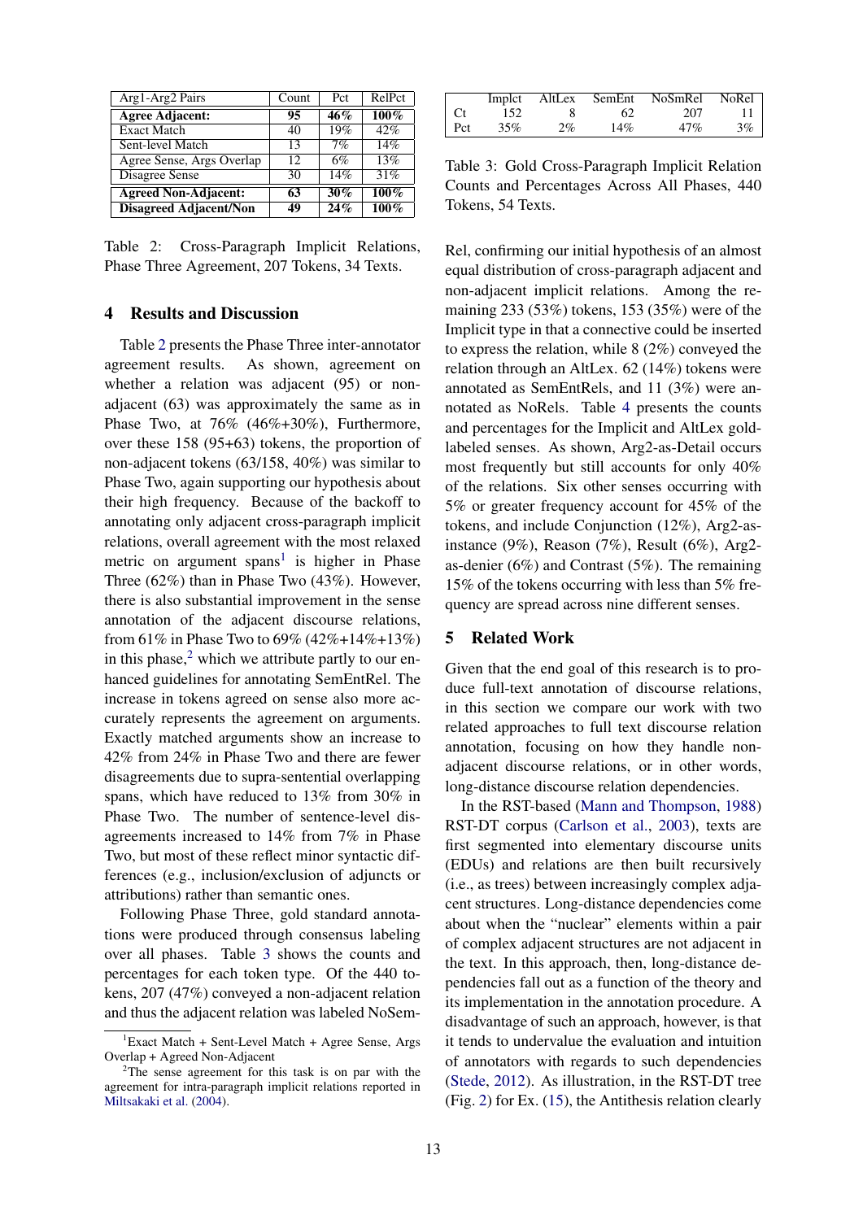| Arg1-Arg2 Pairs | Count | Pct | RelPct |
|---|---|---|---|
| **Agree Adjacent:** | **95** | **46%** | **100%** |
| Exact Match | 40 | 19% | 42% |
| Sent-level Match | 13 | 7% | 14% |
| Agree Sense, Args Overlap | 12 | 6% | 13% |
| Disagree Sense | 30 | 14% | 31% |
| **Agreed Non-Adjacent:** | **63** | **30%** | **100%** |
| **Disagreed Adjacent/Non** | **49** | **24%** | **100%** |

Table 2: Cross-Paragraph Implicit Relations, Phase Three Agreement, 207 Tokens, 34 Texts.

## 4 Results and Discussion

Table 2 presents the Phase Three inter-annotator agreement results. As shown, agreement on whether a relation was adjacent (95) or non-adjacent (63) was approximately the same as in Phase Two, at 76% (46%+30%), Furthermore, over these 158 (95+63) tokens, the proportion of non-adjacent tokens (63/158, 40%) was similar to Phase Two, again supporting our hypothesis about their high frequency. Because of the backoff to annotating only adjacent cross-paragraph implicit relations, overall agreement with the most relaxed metric on argument spans[1] is higher in Phase Three (62%) than in Phase Two (43%). However, there is also substantial improvement in the sense annotation of the adjacent discourse relations, from 61% in Phase Two to 69% (42%+14%+13%) in this phase,[2] which we attribute partly to our enhanced guidelines for annotating SemEntRel. The increase in tokens agreed on sense also more accurately represents the agreement on arguments. Exactly matched arguments show an increase to 42% from 24% in Phase Two and there are fewer disagreements due to supra-sentential overlapping spans, which have reduced to 13% from 30% in Phase Two. The number of sentence-level disagreements increased to 14% from 7% in Phase Two, but most of these reflect minor syntactic differences (e.g., inclusion/exclusion of adjuncts or attributions) rather than semantic ones.

Following Phase Three, gold standard annotations were produced through consensus labeling over all phases. Table 3 shows the counts and percentages for each token type. Of the 440 tokens, 207 (47%) conveyed a non-adjacent relation and thus the adjacent relation was labeled NoSemRel, confirming our initial hypothesis of an almost equal distribution of cross-paragraph adjacent and non-adjacent implicit relations. Among the remaining 233 (53%) tokens, 153 (35%) were of the Implicit type in that a connective could be inserted to express the relation, while 8 (2%) conveyed the relation through an AltLex. 62 (14%) tokens were annotated as SemEntRels, and 11 (3%) were annotated as NoRels. Table 4 presents the counts and percentages for the Implicit and AltLex gold-labeled senses. As shown, Arg2-as-Detail occurs most frequently but still accounts for only 40% of the relations. Six other senses occurring with 5% or greater frequency account for 45% of the tokens, and include Conjunction (12%), Arg2-as-instance (9%), Reason (7%), Result (6%), Arg2-as-denier (6%) and Contrast (5%). The remaining 15% of the tokens occurring with less than 5% frequency are spread across nine different senses.

|  | Implct | AltLex | SemEnt | NoSmRel | NoRel |
|---|---|---|---|---|---|
| Ct | 152 | 8 | 62 | 207 | 11 |
| Pct | 35% | 2% | 14% | 47% | 3% |

Table 3: Gold Cross-Paragraph Implicit Relation Counts and Percentages Across All Phases, 440 Tokens, 54 Texts.

## 5 Related Work

Given that the end goal of this research is to produce full-text annotation of discourse relations, in this section we compare our work with two related approaches to full text discourse relation annotation, focusing on how they handle non-adjacent discourse relations, or in other words, long-distance discourse relation dependencies.

In the RST-based (Mann and Thompson, 1988) RST-DT corpus (Carlson et al., 2003), texts are first segmented into elementary discourse units (EDUs) and relations are then built recursively (i.e., as trees) between increasingly complex adjacent structures. Long-distance dependencies come about when the "nuclear" elements within a pair of complex adjacent structures are not adjacent in the text. In this approach, then, long-distance dependencies fall out as a function of the theory and its implementation in the annotation procedure. A disadvantage of such an approach, however, is that it tends to undervalue the evaluation and intuition of annotators with regards to such dependencies (Stede, 2012). As illustration, in the RST-DT tree (Fig. 2) for Ex. (15), the Antithesis relation clearly

---

[1] Exact Match + Sent-Level Match + Agree Sense, Args Overlap + Agreed Non-Adjacent

[2] The sense agreement for this task is on par with the agreement for intra-paragraph implicit relations reported in Miltsakaki et al. (2004).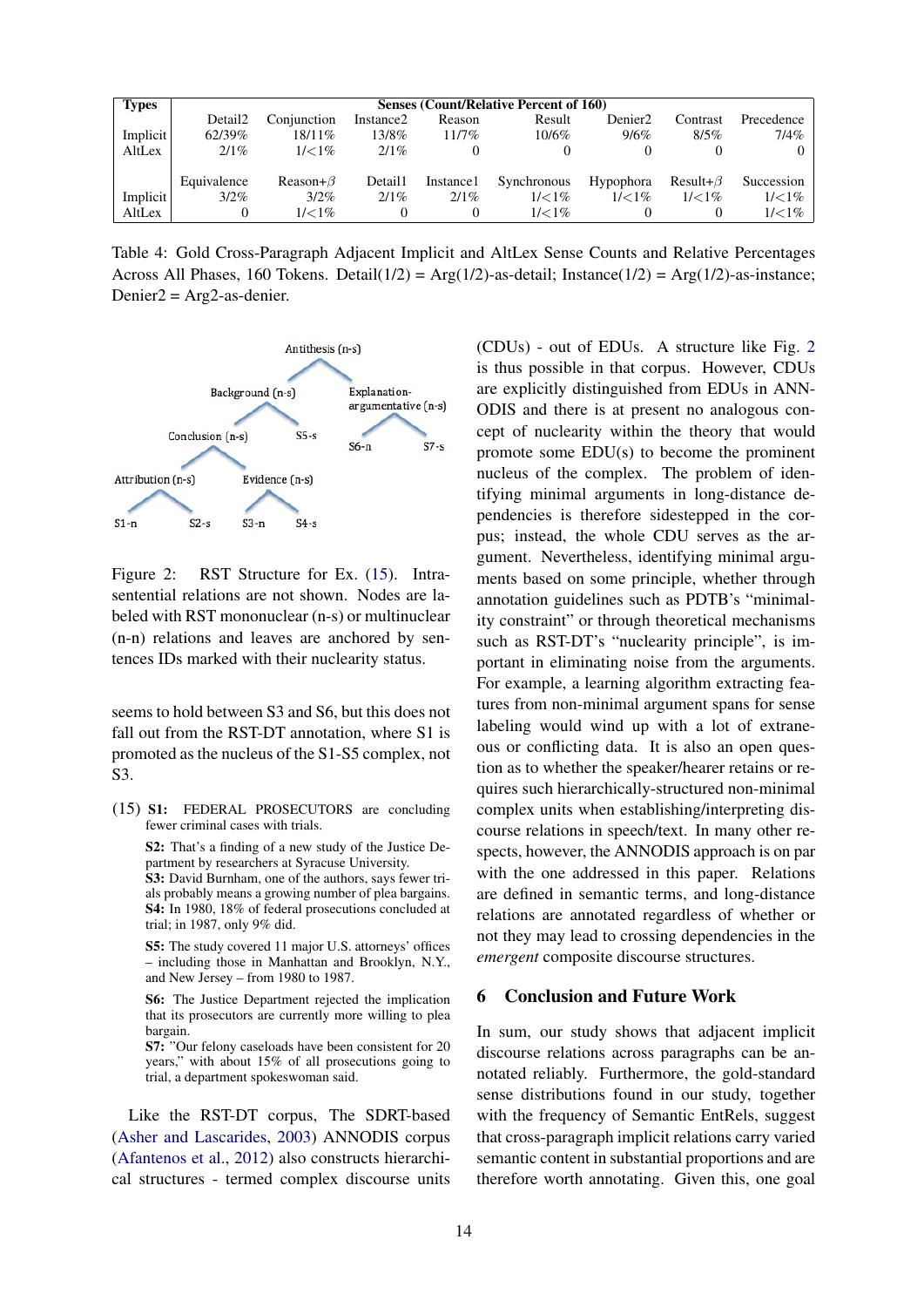| Types | Senses (Count/Relative Percent of 160) | | | | | | | |
|---|---|---|---|---|---|---|---|---|
| | Detail2 | Conjunction | Instance2 | Reason | Result | Denier2 | Contrast | Precedence |
| Implicit | 62/39% | 18/11% | 13/8% | 11/7% | 10/6% | 9/6% | 8/5% | 7/4% |
| AltLex | 2/1% | 1/<1% | 2/1% | 0 | 0 | 0 | 0 | 0 |
| | Equivalence | Reason+$\beta$ | Detail1 | Instance1 | Synchronous | Hypophora | Result+$\beta$ | Succession |
| Implicit | 3/2% | 3/2% | 2/1% | 2/1% | 1/<1% | 1/<1% | 1/<1% | 1/<1% |
| AltLex | 0 | 1/<1% | 0 | 0 | 1/<1% | 0 | 0 | 1/<1% |

Table 4: Gold Cross-Paragraph Adjacent Implicit and AltLex Sense Counts and Relative Percentages Across All Phases, 160 Tokens. Detail(1/2) = Arg(1/2)-as-detail; Instance(1/2) = Arg(1/2)-as-instance; Denier2 = Arg2-as-denier.

```
Antithesis (n-s)
├── Background (n-s)
│   ├── Conclusion (n-s)
│   │   ├── Attribution (n-s)
│   │   │   ├── S1-n
│   │   │   └── S2-s
│   │   └── Evidence (n-s)
│   │       ├── S3-n
│   │       └── S4-s
│   └── S5-s
└── Explanation-argumentative (n-s)
    ├── S6-n
    └── S7-s
```

Figure 2: RST Structure for Ex. (15). Intra-sentential relations are not shown. Nodes are labeled with RST mononuclear (n-s) or multinuclear (n-n) relations and leaves are anchored by sentences IDs marked with their nuclearity status.

seems to hold between S3 and S6, but this does not fall out from the RST-DT annotation, where S1 is promoted as the nucleus of the S1-S5 complex, not S3.

(15) **S1:** FEDERAL PROSECUTORS are concluding fewer criminal cases with trials.

**S2:** That's a finding of a new study of the Justice Department by researchers at Syracuse University.
**S3:** David Burnham, one of the authors, says fewer trials probably means a growing number of plea bargains.
**S4:** In 1980, 18% of federal prosecutions concluded at trial; in 1987, only 9% did.

**S5:** The study covered 11 major U.S. attorneys' offices – including those in Manhattan and Brooklyn, N.Y., and New Jersey – from 1980 to 1987.

**S6:** The Justice Department rejected the implication that its prosecutors are currently more willing to plea bargain.
**S7:** "Our felony caseloads have been consistent for 20 years," with about 15% of all prosecutions going to trial, a department spokeswoman said.

Like the RST-DT corpus, The SDRT-based (Asher and Lascarides, 2003) ANNODIS corpus (Afantenos et al., 2012) also constructs hierarchical structures - termed complex discourse units (CDUs) - out of EDUs. A structure like Fig. 2 is thus possible in that corpus. However, CDUs are explicitly distinguished from EDUs in ANNODIS and there is at present no analogous concept of nuclearity within the theory that would promote some EDU(s) to become the prominent nucleus of the complex. The problem of identifying minimal arguments in long-distance dependencies is therefore sidestepped in the corpus; instead, the whole CDU serves as the argument. Nevertheless, identifying minimal arguments based on some principle, whether through annotation guidelines such as PDTB's "minimality constraint" or through theoretical mechanisms such as RST-DT's "nuclearity principle", is important in eliminating noise from the arguments. For example, a learning algorithm extracting features from non-minimal argument spans for sense labeling would wind up with a lot of extraneous or conflicting data. It is also an open question as to whether the speaker/hearer retains or requires such hierarchically-structured non-minimal complex units when establishing/interpreting discourse relations in speech/text. In many other respects, however, the ANNODIS approach is on par with the one addressed in this paper. Relations are defined in semantic terms, and long-distance relations are annotated regardless of whether or not they may lead to crossing dependencies in the *emergent* composite discourse structures.

## 6 Conclusion and Future Work

In sum, our study shows that adjacent implicit discourse relations across paragraphs can be annotated reliably. Furthermore, the gold-standard sense distributions found in our study, together with the frequency of Semantic EntRels, suggest that cross-paragraph implicit relations carry varied semantic content in substantial proportions and are therefore worth annotating. Given this, one goal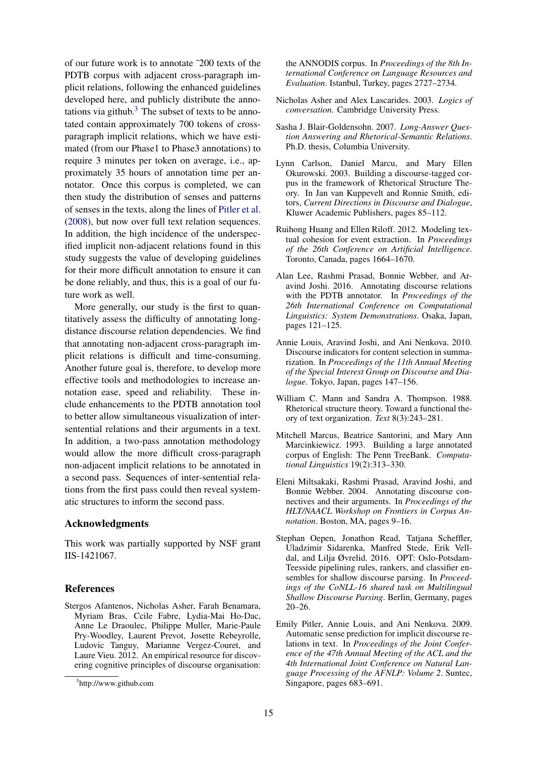of our future work is to annotate ˜200 texts of the PDTB corpus with adjacent cross-paragraph implicit relations, following the enhanced guidelines developed here, and publicly distribute the annotations via github.[3] The subset of texts to be annotated contain approximately 700 tokens of cross-paragraph implicit relations, which we have estimated (from our Phase1 to Phase3 annotations) to require 3 minutes per token on average, i.e., approximately 35 hours of annotation time per annotator. Once this corpus is completed, we can then study the distribution of senses and patterns of senses in the texts, along the lines of Pitler et al. (2008), but now over full text relation sequences. In addition, the high incidence of the underspecified implicit non-adjacent relations found in this study suggests the value of developing guidelines for their more difficult annotation to ensure it can be done reliably, and thus, this is a goal of our future work as well.

More generally, our study is the first to quantitatively assess the difficulty of annotating long-distance discourse relation dependencies. We find that annotating non-adjacent cross-paragraph implicit relations is difficult and time-consuming. Another future goal is, therefore, to develop more effective tools and methodologies to increase annotation ease, speed and reliability. These include enhancements to the PDTB annotation tool to better allow simultaneous visualization of inter-sentential relations and their arguments in a text. In addition, a two-pass annotation methodology would allow the more difficult cross-paragraph non-adjacent implicit relations to be annotated in a second pass. Sequences of inter-sentential relations from the first pass could then reveal systematic structures to inform the second pass.

## Acknowledgments

This work was partially supported by NSF grant IIS-1421067.

## References

Stergos Afantenos, Nicholas Asher, Farah Benamara, Myriam Bras, Ccile Fabre, Lydia-Mai Ho-Dac, Anne Le Draoulec, Philippe Muller, Marie-Paule Pry-Woodley, Laurent Prevot, Josette Rebeyrolle, Ludovic Tanguy, Marianne Vergez-Couret, and Laure Vieu. 2012. An empirical resource for discovering cognitive principles of discourse organisation: the ANNODIS corpus. In *Proceedings of the 8th International Conference on Language Resources and Evaluation*. Istanbul, Turkey, pages 2727–2734.

Nicholas Asher and Alex Lascarides. 2003. *Logics of conversation*. Cambridge University Press.

Sasha J. Blair-Goldensohn. 2007. *Long-Answer Question Answering and Rhetorical-Semantic Relations*. Ph.D. thesis, Columbia University.

Lynn Carlson, Daniel Marcu, and Mary Ellen Okurowski. 2003. Building a discourse-tagged corpus in the framework of Rhetorical Structure Theory. In Jan van Kuppevelt and Ronnie Smith, editors, *Current Directions in Discourse and Dialogue*, Kluwer Academic Publishers, pages 85–112.

Ruihong Huang and Ellen Riloff. 2012. Modeling textual cohesion for event extraction. In *Proceedings of the 26th Conference on Artificial Intelligence*. Toronto, Canada, pages 1664–1670.

Alan Lee, Rashmi Prasad, Bonnie Webber, and Aravind Joshi. 2016. Annotating discourse relations with the PDTB annotator. In *Proceedings of the 26th International Conference on Computational Linguistics: System Demonstrations*. Osaka, Japan, pages 121–125.

Annie Louis, Aravind Joshi, and Ani Nenkova. 2010. Discourse indicators for content selection in summarization. In *Proceedings of the 11th Annual Meeting of the Special Interest Group on Discourse and Dialogue*. Tokyo, Japan, pages 147–156.

William C. Mann and Sandra A. Thompson. 1988. Rhetorical structure theory. Toward a functional theory of text organization. *Text* 8(3):243–281.

Mitchell Marcus, Beatrice Santorini, and Mary Ann Marcinkiewicz. 1993. Building a large annotated corpus of English: The Penn TreeBank. *Computational Linguistics* 19(2):313–330.

Eleni Miltsakaki, Rashmi Prasad, Aravind Joshi, and Bonnie Webber. 2004. Annotating discourse connectives and their arguments. In *Proceedings of the HLT/NAACL Workshop on Frontiers in Corpus Annotation*. Boston, MA, pages 9–16.

Stephan Oepen, Jonathon Read, Tatjana Scheffler, Uladzimir Sidarenka, Manfred Stede, Erik Velldal, and Lilja Øvrelid. 2016. OPT: Oslo-Potsdam-Teesside pipelining rules, rankers, and classifier ensembles for shallow discourse parsing. In *Proceedings of the CoNLL-16 shared task on Multilingual Shallow Discourse Parsing*. Berlin, Germany, pages 20–26.

Emily Pitler, Annie Louis, and Ani Nenkova. 2009. Automatic sense prediction for implicit discourse relations in text. In *Proceedings of the Joint Conference of the 47th Annual Meeting of the ACL and the 4th International Joint Conference on Natural Language Processing of the AFNLP: Volume 2*. Suntec, Singapore, pages 683–691.

[3] http://www.github.com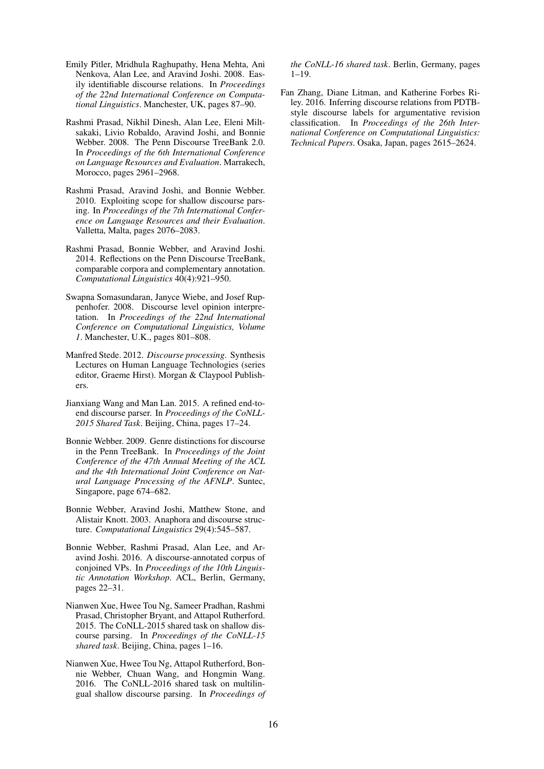Emily Pitler, Mridhula Raghupathy, Hena Mehta, Ani Nenkova, Alan Lee, and Aravind Joshi. 2008. Easily identifiable discourse relations. In *Proceedings of the 22nd International Conference on Computational Linguistics*. Manchester, UK, pages 87–90.

Rashmi Prasad, Nikhil Dinesh, Alan Lee, Eleni Miltsakaki, Livio Robaldo, Aravind Joshi, and Bonnie Webber. 2008. The Penn Discourse TreeBank 2.0. In *Proceedings of the 6th International Conference on Language Resources and Evaluation*. Marrakech, Morocco, pages 2961–2968.

Rashmi Prasad, Aravind Joshi, and Bonnie Webber. 2010. Exploiting scope for shallow discourse parsing. In *Proceedings of the 7th International Conference on Language Resources and their Evaluation*. Valletta, Malta, pages 2076–2083.

Rashmi Prasad, Bonnie Webber, and Aravind Joshi. 2014. Reflections on the Penn Discourse TreeBank, comparable corpora and complementary annotation. *Computational Linguistics* 40(4):921–950.

Swapna Somasundaran, Janyce Wiebe, and Josef Ruppenhofer. 2008. Discourse level opinion interpretation. In *Proceedings of the 22nd International Conference on Computational Linguistics, Volume 1*. Manchester, U.K., pages 801–808.

Manfred Stede. 2012. *Discourse processing*. Synthesis Lectures on Human Language Technologies (series editor, Graeme Hirst). Morgan & Claypool Publishers.

Jianxiang Wang and Man Lan. 2015. A refined end-to-end discourse parser. In *Proceedings of the CoNLL-2015 Shared Task*. Beijing, China, pages 17–24.

Bonnie Webber. 2009. Genre distinctions for discourse in the Penn TreeBank. In *Proceedings of the Joint Conference of the 47th Annual Meeting of the ACL and the 4th International Joint Conference on Natural Language Processing of the AFNLP*. Suntec, Singapore, page 674–682.

Bonnie Webber, Aravind Joshi, Matthew Stone, and Alistair Knott. 2003. Anaphora and discourse structure. *Computational Linguistics* 29(4):545–587.

Bonnie Webber, Rashmi Prasad, Alan Lee, and Aravind Joshi. 2016. A discourse-annotated corpus of conjoined VPs. In *Proceedings of the 10th Linguistic Annotation Workshop*. ACL, Berlin, Germany, pages 22–31.

Nianwen Xue, Hwee Tou Ng, Sameer Pradhan, Rashmi Prasad, Christopher Bryant, and Attapol Rutherford. 2015. The CoNLL-2015 shared task on shallow discourse parsing. In *Proceedings of the CoNLL-15 shared task*. Beijing, China, pages 1–16.

Nianwen Xue, Hwee Tou Ng, Attapol Rutherford, Bonnie Webber, Chuan Wang, and Hongmin Wang. 2016. The CoNLL-2016 shared task on multilingual shallow discourse parsing. In *Proceedings of the CoNLL-16 shared task*. Berlin, Germany, pages 1–19.

Fan Zhang, Diane Litman, and Katherine Forbes Riley. 2016. Inferring discourse relations from PDTB-style discourse labels for argumentative revision classification. In *Proceedings of the 26th International Conference on Computational Linguistics: Technical Papers*. Osaka, Japan, pages 2615–2624.